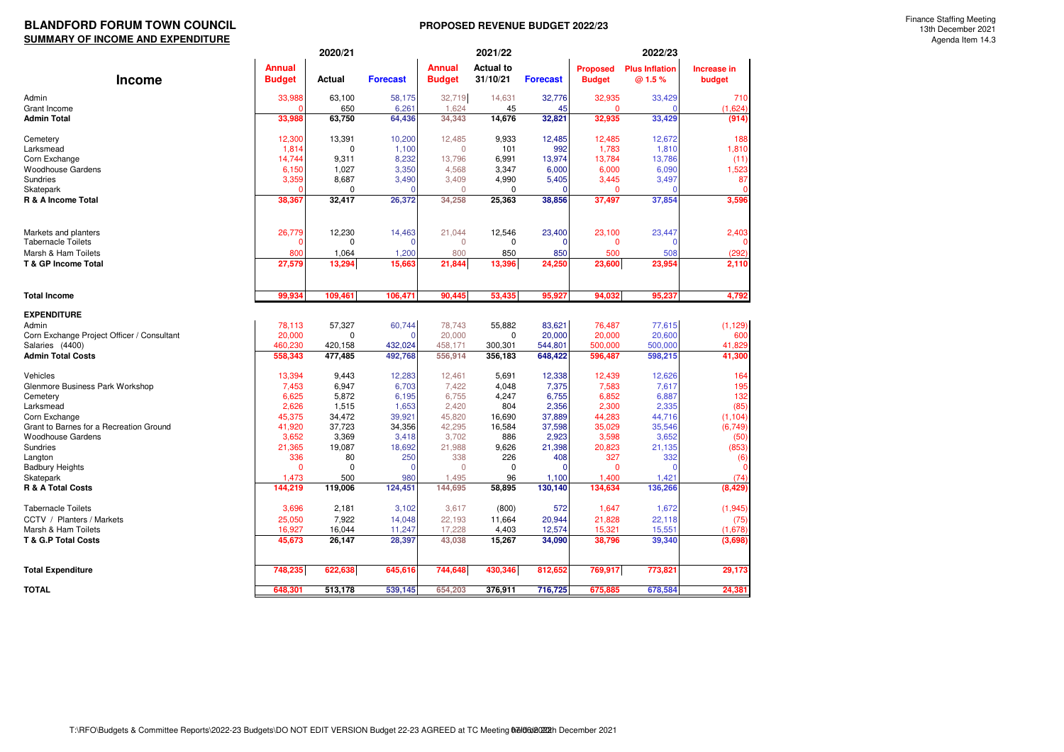# BLANDFORD FORUM TOWN COUNCIL

## SUMMARY OF INCOME AND EXPENDITURE

**PROPOSED REVENUE BUDGET 2022/23**

Finance Staffing Meeting
13th December 2021
Agenda Item 14.3

| | 2020/21 | | | 2021/22 | | | 2022/23 | | |
|---|---|---|---|---|---|---|---|---|---|
| **Income** | **Annual Budget** | **Actual** | **Forecast** | **Annual Budget** | **Actual to 31/10/21** | **Forecast** | **Proposed Budget** | **Plus Inflation @ 1.5 %** | **Increase in budget** |
| Admin | 33,988 | 63,100 | 58,175 | 32,719 | 14,631 | 32,776 | 32,935 | 33,429 | 710 |
| Grant Income | 0 | 650 | 6,261 | 1,624 | 45 | 45 | 0 | 0 | (1,624) |
| **Admin Total** | **33,988** | **63,750** | **64,436** | **34,343** | **14,676** | **32,821** | **32,935** | **33,429** | **(914)** |
| Cemetery | 12,300 | 13,391 | 10,200 | 12,485 | 9,933 | 12,485 | 12,485 | 12,672 | 188 |
| Larksmead | 1,814 | 0 | 1,100 | 0 | 101 | 992 | 1,783 | 1,810 | 1,810 |
| Corn Exchange | 14,744 | 9,311 | 8,232 | 13,796 | 6,991 | 13,974 | 13,784 | 13,786 | (11) |
| Woodhouse Gardens | 6,150 | 1,027 | 3,350 | 4,568 | 3,347 | 6,000 | 6,000 | 6,090 | 1,523 |
| Sundries | 3,359 | 8,687 | 3,490 | 3,409 | 4,990 | 5,405 | 3,445 | 3,497 | 87 |
| Skatepark | 0 | 0 | 0 | 0 | 0 | 0 | 0 | 0 | 0 |
| **R & A Income Total** | **38,367** | **32,417** | **26,372** | **34,258** | **25,363** | **38,856** | **37,497** | **37,854** | **3,596** |
| Markets and planters | 26,779 | 12,230 | 14,463 | 21,044 | 12,546 | 23,400 | 23,100 | 23,447 | 2,403 |
| Tabernacle Toilets | 0 | 0 | 0 | 0 | 0 | 0 | 0 | 0 | 0 |
| Marsh & Ham Toilets | 800 | 1,064 | 1,200 | 800 | 850 | 850 | 500 | 508 | (292) |
| **T & GP Income Total** | **27,579** | **13,294** | **15,663** | **21,844** | **13,396** | **24,250** | **23,600** | **23,954** | **2,110** |
| **Total Income** | **99,934** | **109,461** | **106,471** | **90,445** | **53,435** | **95,927** | **94,032** | **95,237** | **4,792** |
| **EXPENDITURE** | | | | | | | | | |
| Admin | 78,113 | 57,327 | 60,744 | 78,743 | 55,882 | 83,621 | 76,487 | 77,615 | (1,129) |
| Corn Exchange Project Officer / Consultant | 20,000 | 0 | 0 | 20,000 | 0 | 20,000 | 20,000 | 20,600 | 600 |
| Salaries (4400) | 460,230 | 420,158 | 432,024 | 458,171 | 300,301 | 544,801 | 500,000 | 500,000 | 41,829 |
| **Admin Total Costs** | **558,343** | **477,485** | **492,768** | **556,914** | **356,183** | **648,422** | **596,487** | **598,215** | **41,300** |
| Vehicles | 13,394 | 9,443 | 12,283 | 12,461 | 5,691 | 12,338 | 12,439 | 12,626 | 164 |
| Glenmore Business Park Workshop | 7,453 | 6,947 | 6,703 | 7,422 | 4,048 | 7,375 | 7,583 | 7,617 | 195 |
| Cemetery | 6,625 | 5,872 | 6,195 | 6,755 | 4,247 | 6,755 | 6,852 | 6,887 | 132 |
| Larksmead | 2,626 | 1,515 | 1,653 | 2,420 | 804 | 2,356 | 2,300 | 2,335 | (85) |
| Corn Exchange | 45,375 | 34,472 | 39,921 | 45,820 | 16,690 | 37,889 | 44,283 | 44,716 | (1,104) |
| Grant to Barnes for a Recreation Ground | 41,920 | 37,723 | 34,356 | 42,295 | 16,584 | 37,598 | 35,029 | 35,546 | (6,749) |
| Woodhouse Gardens | 3,652 | 3,369 | 3,418 | 3,702 | 886 | 2,923 | 3,598 | 3,652 | (50) |
| Sundries | 21,365 | 19,087 | 18,692 | 21,988 | 9,626 | 21,398 | 20,823 | 21,135 | (853) |
| Langton | 336 | 80 | 250 | 338 | 226 | 408 | 327 | 332 | (6) |
| Badbury Heights | 0 | 0 | 0 | 0 | 0 | 0 | 0 | 0 | 0 |
| Skatepark | 1,473 | 500 | 980 | 1,495 | 96 | 1,100 | 1,400 | 1,421 | (74) |
| **R & A Total Costs** | **144,219** | **119,006** | **124,451** | **144,695** | **58,895** | **130,140** | **134,634** | **136,266** | **(8,429)** |
| Tabernacle Toilets | 3,696 | 2,181 | 3,102 | 3,617 | (800) | 572 | 1,647 | 1,672 | (1,945) |
| CCTV / Planters / Markets | 25,050 | 7,922 | 14,048 | 22,193 | 11,664 | 20,944 | 21,828 | 22,118 | (75) |
| Marsh & Ham Toilets | 16,927 | 16,044 | 11,247 | 17,228 | 4,403 | 12,574 | 15,321 | 15,551 | (1,678) |
| **T & G.P Total Costs** | **45,673** | **26,147** | **28,397** | **43,038** | **15,267** | **34,090** | **38,796** | **39,340** | **(3,698)** |
| **Total Expenditure** | **748,235** | **622,638** | **645,616** | **744,648** | **430,346** | **812,652** | **769,917** | **773,821** | **29,173** |
| **TOTAL** | **648,301** | **513,178** | **539,145** | **654,203** | **376,911** | **716,725** | **675,885** | **678,584** | **24,381** |

T:\RFO\Budgets & Committee Reports\2022-23 Budgets\DO NOT EDIT VERSION Budget 22-23 AGREED at TC Meeting 07/06/2022 December 2021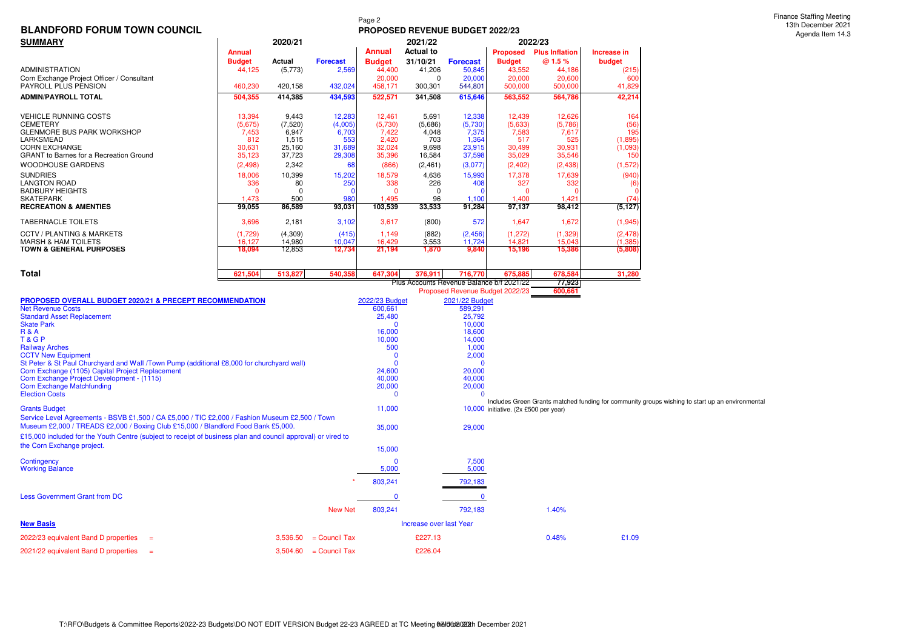Finance Staffing Meeting
13th December 2021
Agenda Item 14.3

# BLANDFORD FORUM TOWN COUNCIL

## PROPOSED REVENUE BUDGET 2022/23

### SUMMARY

| | 2020/21 | | | 2021/22 | | | 2022/23 | | |
|---|---|---|---|---|---|---|---|---|---|
| | Annual Budget | Actual | Forecast | Annual Budget | Actual to 31/10/21 | Forecast | Proposed Budget | Plus Inflation @ 1.5 % | Increase in budget |
| ADMINISTRATION | 44,125 | (5,773) | 2,569 | 44,400 | 41,206 | 50,845 | 43,552 | 44,186 | (215) |
| Corn Exchange Project Officer / Consultant | | | | 20,000 | 0 | 20,000 | 20,000 | 20,600 | 600 |
| PAYROLL PLUS PENSION | 460,230 | 420,158 | 432,024 | 458,171 | 300,301 | 544,801 | 500,000 | 500,000 | 41,829 |
| **ADMIN/PAYROLL TOTAL** | **504,355** | **414,385** | **434,593** | **522,571** | **341,508** | **615,646** | **563,552** | **564,786** | **42,214** |
| VEHICLE RUNNING COSTS | 13,394 | 9,443 | 12,283 | 12,461 | 5,691 | 12,338 | 12,439 | 12,626 | 164 |
| CEMETERY | (5,675) | (7,520) | (4,005) | (5,730) | (5,686) | (5,730) | (5,633) | (5,786) | (56) |
| GLENMORE BUS PARK WORKSHOP | 7,453 | 6,947 | 6,703 | 7,422 | 4,048 | 7,375 | 7,583 | 7,617 | 195 |
| LARKSMEAD | 812 | 1,515 | 553 | 2,420 | 703 | 1,364 | 517 | 525 | (1,895) |
| CORN EXCHANGE | 30,631 | 25,160 | 31,689 | 32,024 | 9,698 | 23,915 | 30,499 | 30,931 | (1,093) |
| GRANT to Barnes for a Recreation Ground | 35,123 | 37,723 | 29,308 | 35,396 | 16,584 | 37,598 | 35,029 | 35,546 | 150 |
| WOODHOUSE GARDENS | (2,498) | 2,342 | 68 | (866) | (2,461) | (3,077) | (2,402) | (2,438) | (1,572) |
| SUNDRIES | 18,006 | 10,399 | 15,202 | 18,579 | 4,636 | 15,993 | 17,378 | 17,639 | (940) |
| LANGTON ROAD | 336 | 80 | 250 | 338 | 226 | 408 | 327 | 332 | (6) |
| BADBURY HEIGHTS | 0 | 0 | 0 | 0 | 0 | 0 | 0 | 0 | 0 |
| SKATEPARK | 1,473 | 500 | 980 | 1,495 | 96 | 1,100 | 1,400 | 1,421 | (74) |
| **RECREATION & AMENTIES** | **99,055** | **86,589** | **93,031** | **103,539** | **33,533** | **91,284** | **97,137** | **98,412** | **(5,127)** |
| TABERNACLE TOILETS | 3,696 | 2,181 | 3,102 | 3,617 | (800) | 572 | 1,647 | 1,672 | (1,945) |
| CCTV / PLANTING & MARKETS | (1,729) | (4,309) | (415) | 1,149 | (882) | (2,456) | (1,272) | (1,329) | (2,478) |
| MARSH & HAM TOILETS | 16,127 | 14,980 | 10,047 | 16,429 | 3,553 | 11,724 | 14,821 | 15,043 | (1,385) |
| **TOWN & GENERAL PURPOSES** | **18,094** | **12,853** | **12,734** | **21,194** | **1,870** | **9,840** | **15,196** | **15,386** | **(5,808)** |
| **Total** | **621,504** | **513,827** | **540,358** | **647,304** | **376,911** | **716,770** | **675,885** | **678,584** | **31,280** |
| | | | | | Plus Accounts Revenue Balance b/f 2021/22 | | | 77,923 | |
| | | | | | Proposed Revenue Budget 2022/23 | | | 600,661 | |

### PROPOSED OVERALL BUDGET 2020/21 & PRECEPT RECOMMENDATION

| | 2022/23 Budget | 2021/22 Budget | |
|---|---|---|---|
| Net Revenue Costs | 600,661 | 589,291 | |
| Standard Asset Replacement | 25,480 | 25,792 | |
| Skate Park | 0 | 10,000 | |
| R & A | 16,000 | 18,600 | |
| T & G P | 10,000 | 14,000 | |
| Railway Arches | 500 | 1,000 | |
| CCTV New Equipment | 0 | 2,000 | |
| St Peter & St Paul Churchyard and Wall /Town Pump (additional £8,000 for churchyard wall) | 0 | 0 | |
| Corn Exchange (1105) Capital Project Replacement | 24,600 | 20,000 | |
| Corn Exchange Project Development - (1115) | 40,000 | 40,000 | |
| Corn Exchange Matchfunding | 20,000 | 20,000 | |
| Election Costs | 0 | 0 | |
| Grants Budget | 11,000 | 10,000 | Includes Green Grants matched funding for community groups wishing to start up an environmental initiative. (2x £500 per year) |
| Service Level Agreements - BSVB £1,500 / CA £5,000 / TIC £2,000 / Fashion Museum £2,500 / Town Museum £2,000 / TREADS £2,000 / Boxing Club £15,000 / Blandford Food Bank £5,000. | 35,000 | 29,000 | |
| £15,000 included for the Youth Centre (subject to receipt of business plan and council approval) or vired to the Corn Exchange project. | 15,000 | | |
| Contingency | 0 | 7,500 | |
| Working Balance | 5,000 | 5,000 | |
| * | 803,241 | 792,183 | |
| Less Government Grant from DC | 0 | 0 | |
| New Net | 803,241 | 792,183 | 1.40% |

### New Basis

| | | | Increase over last Year | | |
|---|---|---|---|---|---|
| 2022/23 equivalent Band D properties = | 3,536.50 | = Council Tax | £227.13 | 0.48% | £1.09 |
| 2021/22 equivalent Band D properties = | 3,504.60 | = Council Tax | £226.04 | | |

T:\RFO\Budgets & Committee Reports\2022-23 Budgets\DO NOT EDIT VERSION Budget 22-23 AGREED at TC Meeting 07/06/2022h December 2021